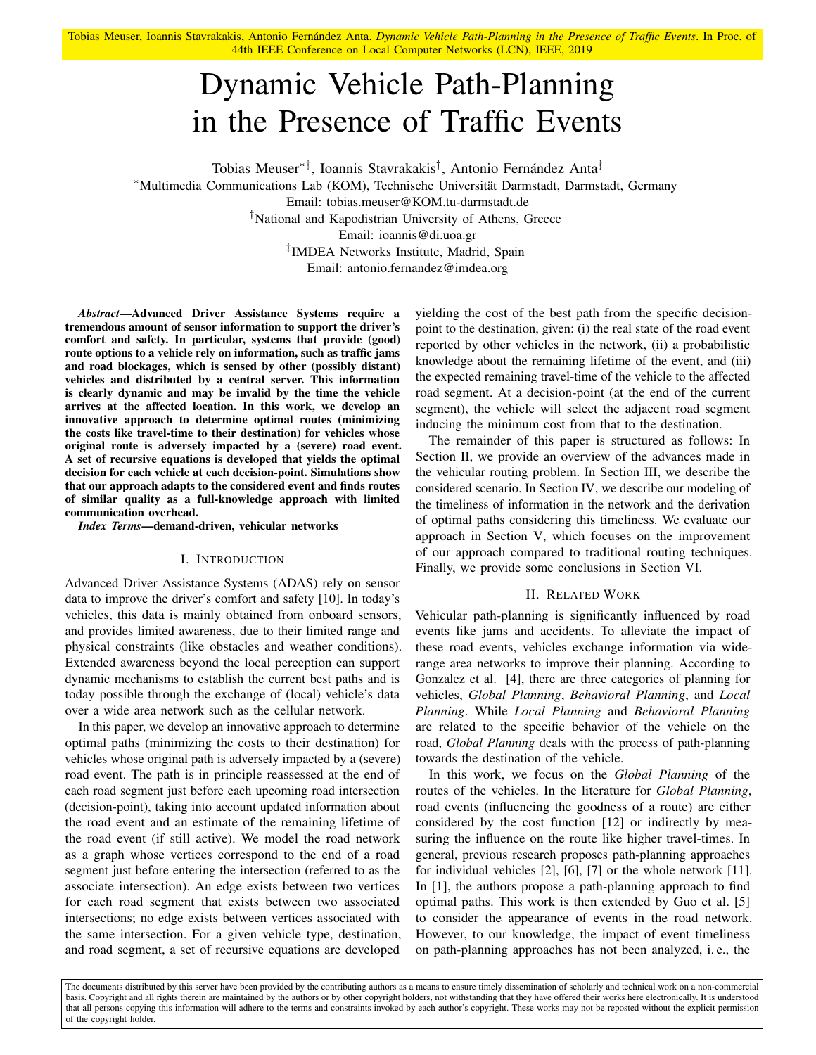Tobias Meuser, Ioannis Stavrakakis, Antonio Fernández Anta. *Dynamic Vehicle Path-Planning in the Presence of Traffic Events*. In Proc. of 44th IEEE Conference on Local Computer Networks (LCN), IEEE, 2019

# Dynamic Vehicle Path-Planning in the Presence of Traffic Events

Tobias Meuser[∗‡], Ioannis Stavrakakis[†], Antonio Fernández Anta[‡]

[∗]Multimedia Communications Lab (KOM), Technische Universität Darmstadt, Darmstadt, Germany
Email: tobias.meuser@KOM.tu-darmstadt.de

[†]National and Kapodistrian University of Athens, Greece
Email: ioannis@di.uoa.gr

[‡]IMDEA Networks Institute, Madrid, Spain
Email: antonio.fernandez@imdea.org

***Abstract*—Advanced Driver Assistance Systems require a tremendous amount of sensor information to support the driver's comfort and safety. In particular, systems that provide (good) route options to a vehicle rely on information, such as traffic jams and road blockages, which is sensed by other (possibly distant) vehicles and distributed by a central server. This information is clearly dynamic and may be invalid by the time the vehicle arrives at the affected location. In this work, we develop an innovative approach to determine optimal routes (minimizing the costs like travel-time to their destination) for vehicles whose original route is adversely impacted by a (severe) road event. A set of recursive equations is developed that yields the optimal decision for each vehicle at each decision-point. Simulations show that our approach adapts to the considered event and finds routes of similar quality as a full-knowledge approach with limited communication overhead.**

***Index Terms*—demand-driven, vehicular networks**

## I. Introduction

Advanced Driver Assistance Systems (ADAS) rely on sensor data to improve the driver's comfort and safety [10]. In today's vehicles, this data is mainly obtained from onboard sensors, and provides limited awareness, due to their limited range and physical constraints (like obstacles and weather conditions). Extended awareness beyond the local perception can support dynamic mechanisms to establish the current best paths and is today possible through the exchange of (local) vehicle's data over a wide area network such as the cellular network.

In this paper, we develop an innovative approach to determine optimal paths (minimizing the costs to their destination) for vehicles whose original path is adversely impacted by a (severe) road event. The path is in principle reassessed at the end of each road segment just before each upcoming road intersection (decision-point), taking into account updated information about the road event and an estimate of the remaining lifetime of the road event (if still active). We model the road network as a graph whose vertices correspond to the end of a road segment just before entering the intersection (referred to as the associate intersection). An edge exists between two vertices for each road segment that exists between two associated intersections; no edge exists between vertices associated with the same intersection. For a given vehicle type, destination, and road segment, a set of recursive equations are developed yielding the cost of the best path from the specific decision-point to the destination, given: (i) the real state of the road event reported by other vehicles in the network, (ii) a probabilistic knowledge about the remaining lifetime of the event, and (iii) the expected remaining travel-time of the vehicle to the affected road segment. At a decision-point (at the end of the current segment), the vehicle will select the adjacent road segment inducing the minimum cost from that to the destination.

The remainder of this paper is structured as follows: In Section II, we provide an overview of the advances made in the vehicular routing problem. In Section III, we describe the considered scenario. In Section IV, we describe our modeling of the timeliness of information in the network and the derivation of optimal paths considering this timeliness. We evaluate our approach in Section V, which focuses on the improvement of our approach compared to traditional routing techniques. Finally, we provide some conclusions in Section VI.

## II. Related Work

Vehicular path-planning is significantly influenced by road events like jams and accidents. To alleviate the impact of these road events, vehicles exchange information via wide-range area networks to improve their planning. According to Gonzalez et al. [4], there are three categories of planning for vehicles, *Global Planning*, *Behavioral Planning*, and *Local Planning*. While *Local Planning* and *Behavioral Planning* are related to the specific behavior of the vehicle on the road, *Global Planning* deals with the process of path-planning towards the destination of the vehicle.

In this work, we focus on the *Global Planning* of the routes of the vehicles. In the literature for *Global Planning*, road events (influencing the goodness of a route) are either considered by the cost function [12] or indirectly by measuring the influence on the route like higher travel-times. In general, previous research proposes path-planning approaches for individual vehicles [2], [6], [7] or the whole network [11]. In [1], the authors propose a path-planning approach to find optimal paths. This work is then extended by Guo et al. [5] to consider the appearance of events in the road network. However, to our knowledge, the impact of event timeliness on path-planning approaches has not been analyzed, i. e., the

The documents distributed by this server have been provided by the contributing authors as a means to ensure timely dissemination of scholarly and technical work on a non-commercial basis. Copyright and all rights therein are maintained by the authors or by other copyright holders, not withstanding that they have offered their works here electronically. It is understood that all persons copying this information will adhere to the terms and constraints invoked by each author's copyright. These works may not be reposted without the explicit permission of the copyright holder.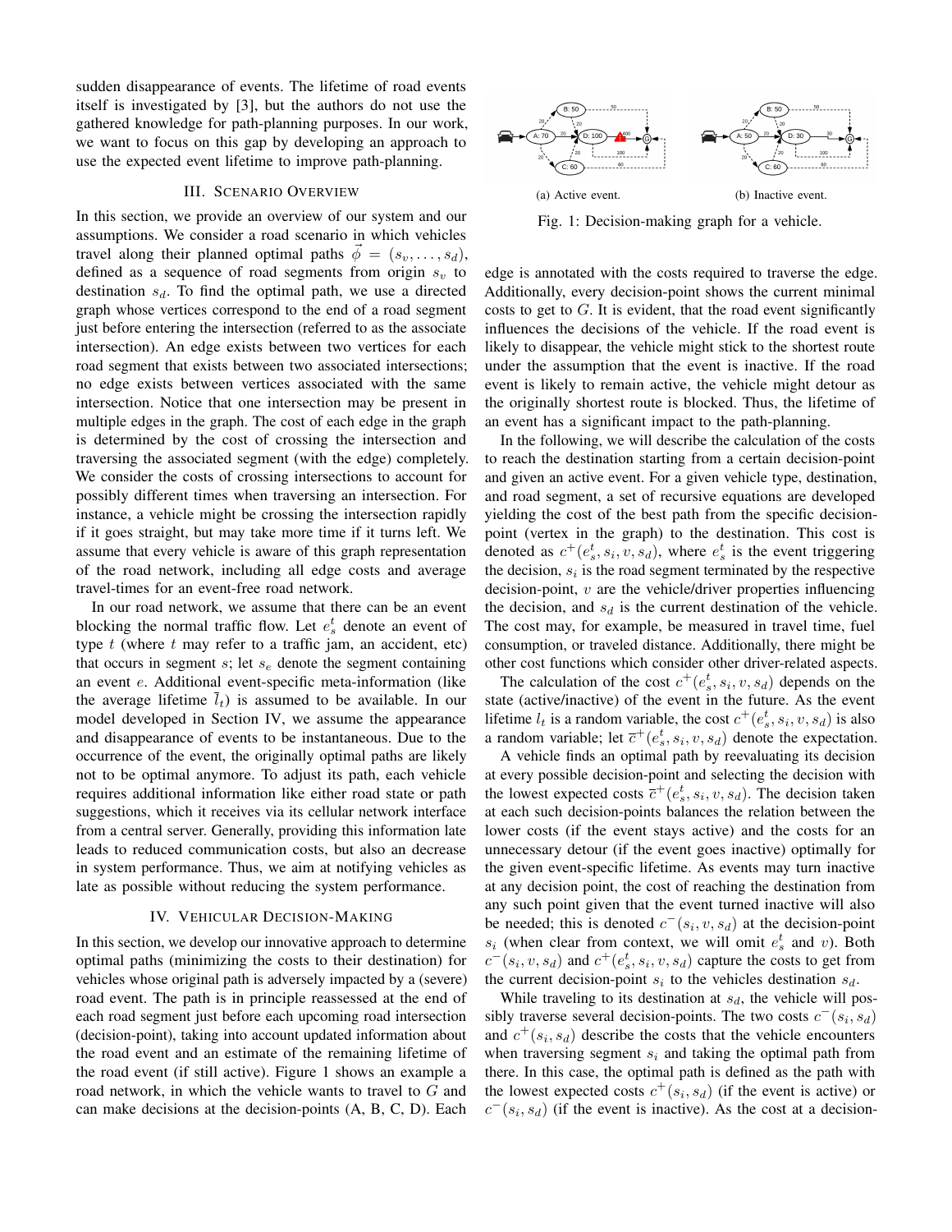sudden disappearance of events. The lifetime of road events itself is investigated by [3], but the authors do not use the gathered knowledge for path-planning purposes. In our work, we want to focus on this gap by developing an approach to use the expected event lifetime to improve path-planning.

## III. Scenario Overview

In this section, we provide an overview of our system and our assumptions. We consider a road scenario in which vehicles travel along their planned optimal paths $\vec{\phi} = (s_v, \ldots, s_d)$, defined as a sequence of road segments from origin $s_v$ to destination $s_d$. To find the optimal path, we use a directed graph whose vertices correspond to the end of a road segment just before entering the intersection (referred to as the associate intersection). An edge exists between two vertices for each road segment that exists between two associated intersections; no edge exists between vertices associated with the same intersection. Notice that one intersection may be present in multiple edges in the graph. The cost of each edge in the graph is determined by the cost of crossing the intersection and traversing the associated segment (with the edge) completely. We consider the costs of crossing intersections to account for possibly different times when traversing an intersection. For instance, a vehicle might be crossing the intersection rapidly if it goes straight, but may take more time if it turns left. We assume that every vehicle is aware of this graph representation of the road network, including all edge costs and average travel-times for an event-free road network.

In our road network, we assume that there can be an event blocking the normal traffic flow. Let $e_s^t$ denote an event of type $t$ (where $t$ may refer to a traffic jam, an accident, etc) that occurs in segment $s$; let $s_e$ denote the segment containing an event $e$. Additional event-specific meta-information (like the average lifetime $\bar{l}_t$) is assumed to be available. In our model developed in Section IV, we assume the appearance and disappearance of events to be instantaneous. Due to the occurrence of the event, the originally optimal paths are likely not to be optimal anymore. To adjust its path, each vehicle requires additional information like either road state or path suggestions, which it receives via its cellular network interface from a central server. Generally, providing this information late leads to reduced communication costs, but also an decrease in system performance. Thus, we aim at notifying vehicles as late as possible without reducing the system performance.

## IV. Vehicular Decision-Making

In this section, we develop our innovative approach to determine optimal paths (minimizing the costs to their destination) for vehicles whose original path is adversely impacted by a (severe) road event. The path is in principle reassessed at the end of each road segment just before each upcoming road intersection (decision-point), taking into account updated information about the road event and an estimate of the remaining lifetime of the road event (if still active). Figure 1 shows an example a road network, in which the vehicle wants to travel to $G$ and can make decisions at the decision-points (A, B, C, D). Each edge is annotated with the costs required to traverse the edge. Additionally, every decision-point shows the current minimal costs to get to $G$. It is evident, that the road event significantly influences the decisions of the vehicle. If the road event is likely to disappear, the vehicle might stick to the shortest route under the assumption that the event is inactive. If the road event is likely to remain active, the vehicle might detour as the originally shortest route is blocked. Thus, the lifetime of an event has a significant impact to the path-planning.

(a) Active event. (b) Inactive event.

Fig. 1: Decision-making graph for a vehicle.

In the following, we will describe the calculation of the costs to reach the destination starting from a certain decision-point and given an active event. For a given vehicle type, destination, and road segment, a set of recursive equations are developed yielding the cost of the best path from the specific decision-point (vertex in the graph) to the destination. This cost is denoted as $c^+(e_s^t, s_i, v, s_d)$, where $e_s^t$ is the event triggering the decision, $s_i$ is the road segment terminated by the respective decision-point, $v$ are the vehicle/driver properties influencing the decision, and $s_d$ is the current destination of the vehicle. The cost may, for example, be measured in travel time, fuel consumption, or traveled distance. Additionally, there might be other cost functions which consider other driver-related aspects.

The calculation of the cost $c^+(e_s^t, s_i, v, s_d)$ depends on the state (active/inactive) of the event in the future. As the event lifetime $l_t$ is a random variable, the cost $c^+(e_s^t, s_i, v, s_d)$ is also a random variable; let $\overline{c}^+(e_s^t, s_i, v, s_d)$ denote the expectation.

A vehicle finds an optimal path by reevaluating its decision at every possible decision-point and selecting the decision with the lowest expected costs $\overline{c}^+(e_s^t, s_i, v, s_d)$. The decision taken at each such decision-points balances the relation between the lower costs (if the event stays active) and the costs for an unnecessary detour (if the event goes inactive) optimally for the given event-specific lifetime. As events may turn inactive at any decision point, the cost of reaching the destination from any such point given that the event turned inactive will also be needed; this is denoted $c^-(s_i, v, s_d)$ at the decision-point $s_i$ (when clear from context, we will omit $e_s^t$ and $v$). Both $c^-(s_i, v, s_d)$ and $c^+(e_s^t, s_i, v, s_d)$ capture the costs to get from the current decision-point $s_i$ to the vehicles destination $s_d$.

While traveling to its destination at $s_d$, the vehicle will possibly traverse several decision-points. The two costs $c^-(s_i, s_d)$ and $c^+(s_i, s_d)$ describe the costs that the vehicle encounters when traversing segment $s_i$ and taking the optimal path from there. In this case, the optimal path is defined as the path with the lowest expected costs $c^+(s_i, s_d)$ (if the event is active) or $c^-(s_i, s_d)$ (if the event is inactive). As the cost at a decision-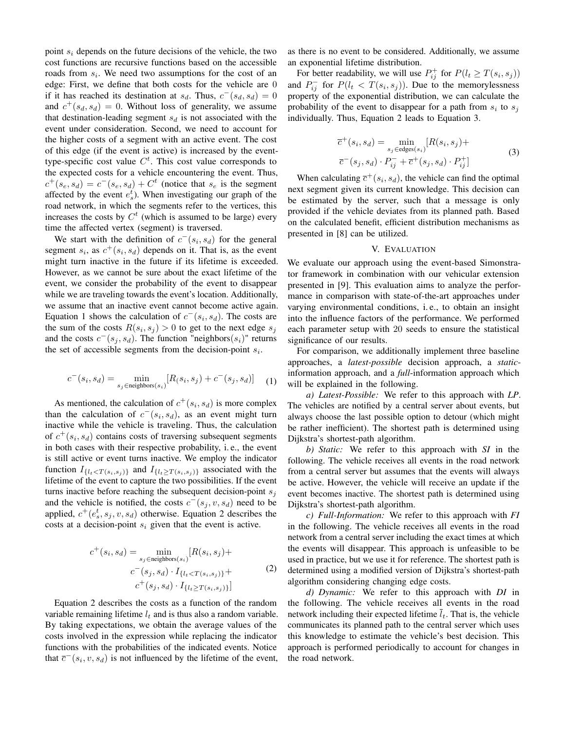point $s_i$ depends on the future decisions of the vehicle, the two cost functions are recursive functions based on the accessible roads from $s_i$. We need two assumptions for the cost of an edge: First, we define that both costs for the vehicle are 0 if it has reached its destination at $s_d$. Thus, $c^-(s_d, s_d) = 0$ and $c^+(s_d, s_d) = 0$. Without loss of generality, we assume that destination-leading segment $s_d$ is not associated with the event under consideration. Second, we need to account for the higher costs of a segment with an active event. The cost of this edge (if the event is active) is increased by the event-type-specific cost value $C^t$. This cost value corresponds to the expected costs for a vehicle encountering the event. Thus, $c^+(s_e, s_d) = c^-(s_e, s_d) + C^t$ (notice that $s_e$ is the segment affected by the event $e^t_s$). When investigating our graph of the road network, in which the segments refer to the vertices, this increases the costs by $C^t$ (which is assumed to be large) every time the affected vertex (segment) is traversed.

We start with the definition of $c^-(s_i, s_d)$ for the general segment $s_i$, as $c^+(s_i, s_d)$ depends on it. That is, as the event might turn inactive in the future if its lifetime is exceeded. However, as we cannot be sure about the exact lifetime of the event, we consider the probability of the event to disappear while we are traveling towards the event's location. Additionally, we assume that an inactive event cannot become active again. Equation 1 shows the calculation of $c^-(s_i, s_d)$. The costs are the sum of the costs $R(s_i, s_j) > 0$ to get to the next edge $s_j$ and the costs $c^-(s_j, s_d)$. The function "neighbors($s_i$)" returns the set of accessible segments from the decision-point $s_i$.

$$c^-(s_i, s_d) = \min_{s_j \in \text{neighbors}(s_i)} [R(s_i, s_j) + c^-(s_j, s_d)] \quad (1)$$

As mentioned, the calculation of $c^+(s_i, s_d)$ is more complex than the calculation of $c^-(s_i, s_d)$, as an event might turn inactive while the vehicle is traveling. Thus, the calculation of $c^+(s_i, s_d)$ contains costs of traversing subsequent segments in both cases with their respective probability, i. e., the event is still active or event turns inactive. We employ the indicator function $I_{\{l_t < T(s_i, s_j)\}}$ and $I_{\{l_t \geq T(s_i, s_j)\}}$ associated with the lifetime of the event to capture the two possibilities. If the event turns inactive before reaching the subsequent decision-point $s_j$ and the vehicle is notified, the costs $c^-(s_j, v, s_d)$ need to be applied, $c^+(e^t_s, s_j, v, s_d)$ otherwise. Equation 2 describes the costs at a decision-point $s_i$ given that the event is active.

$$\begin{aligned} c^+(s_i, s_d) = \min_{s_j \in \text{neighbors}(s_i)} [R(s_i, s_j) + \\ c^-(s_j, s_d) \cdot I_{\{l_t < T(s_i, s_j)\}} + \\ c^+(s_j, s_d) \cdot I_{\{l_t \geq T(s_i, s_j)\}}] \end{aligned} \quad (2)$$

Equation 2 describes the costs as a function of the random variable remaining lifetime $l_t$ and is thus also a random variable. By taking expectations, we obtain the average values of the costs involved in the expression while replacing the indicator functions with the probabilities of the indicated events. Notice that $\overline{c}^-(s_i, v, s_d)$ is not influenced by the lifetime of the event, as there is no event to be considered. Additionally, we assume an exponential lifetime distribution.

For better readability, we will use $P^+_{ij}$ for $P(l_t \geq T(s_i, s_j))$ and $P^-_{ij}$ for $P(l_t < T(s_i, s_j))$. Due to the memorylessness property of the exponential distribution, we can calculate the probability of the event to disappear for a path from $s_i$ to $s_j$ individually. Thus, Equation 2 leads to Equation 3.

$$\begin{aligned} \overline{c}^+(s_i, s_d) = \min_{s_j \in \text{edges}(s_i)} [R(s_i, s_j) + \\ \overline{c}^-(s_j, s_d) \cdot P^-_{ij} + \overline{c}^+(s_j, s_d) \cdot P^+_{ij}] \end{aligned} \quad (3)$$

When calculating $\overline{c}^+(s_i, s_d)$, the vehicle can find the optimal next segment given its current knowledge. This decision can be estimated by the server, such that a message is only provided if the vehicle deviates from its planned path. Based on the calculated benefit, efficient distribution mechanisms as presented in [8] can be utilized.

## V. Evaluation

We evaluate our approach using the event-based Simonstrator framework in combination with our vehicular extension presented in [9]. This evaluation aims to analyze the performance in comparison with state-of-the-art approaches under varying environmental conditions, i. e., to obtain an insight into the influence factors of the performance. We performed each parameter setup with 20 seeds to ensure the statistical significance of our results.

For comparison, we additionally implement three baseline approaches, a *latest-possible* decision approach, a *static*-information approach, and a *full*-information approach which will be explained in the following.

*a) Latest-Possible:* We refer to this approach with *LP*. The vehicles are notified by a central server about events, but always choose the last possible option to detour (which might be rather inefficient). The shortest path is determined using Dijkstra's shortest-path algorithm.

*b) Static:* We refer to this approach with *SI* in the following. The vehicle receives all events in the road network from a central server but assumes that the events will always be active. However, the vehicle will receive an update if the event becomes inactive. The shortest path is determined using Dijkstra's shortest-path algorithm.

*c) Full-Information:* We refer to this approach with *FI* in the following. The vehicle receives all events in the road network from a central server including the exact times at which the events will disappear. This approach is unfeasible to be used in practice, but we use it for reference. The shortest path is determined using a modified version of Dijkstra's shortest-path algorithm considering changing edge costs.

*d) Dynamic:* We refer to this approach with *DI* in the following. The vehicle receives all events in the road network including their expected lifetime $\bar{l}_t$. That is, the vehicle communicates its planned path to the central server which uses this knowledge to estimate the vehicle's best decision. This approach is performed periodically to account for changes in the road network.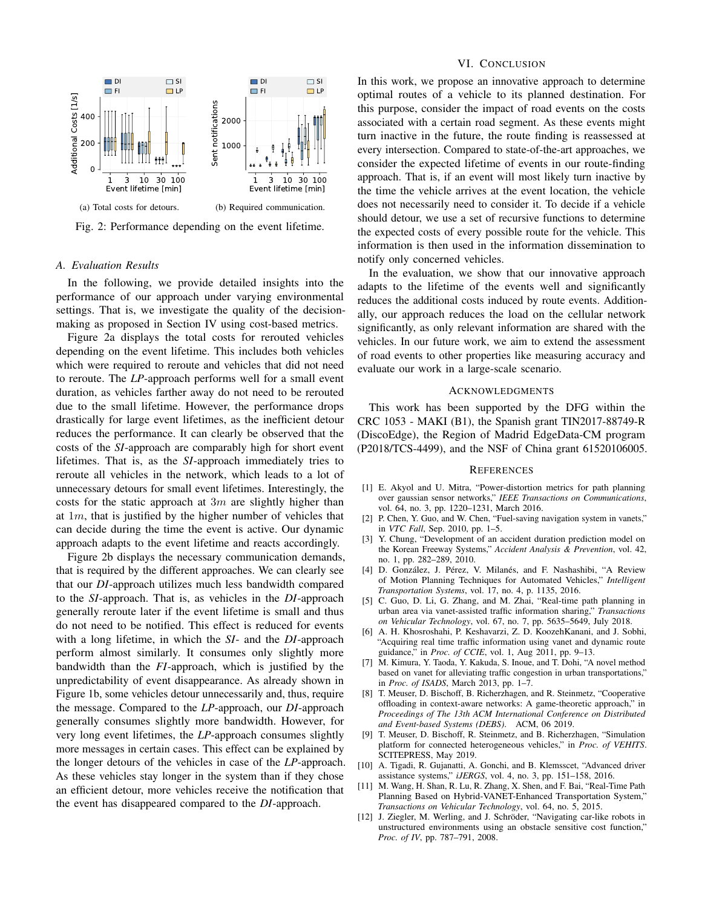DI SI
FI LP

Additional Costs [1/s]

400
200
0

1 3 10 30 100
Event lifetime [min]

(a) Total costs for detours.

DI SI
FI LP

Sent notifications

2000
1000

1 3 10 30 100
Event lifetime [min]

(b) Required communication.

Fig. 2: Performance depending on the event lifetime.

### A. Evaluation Results

In the following, we provide detailed insights into the performance of our approach under varying environmental settings. That is, we investigate the quality of the decision-making as proposed in Section IV using cost-based metrics.

Figure 2a displays the total costs for rerouted vehicles depending on the event lifetime. This includes both vehicles which were required to reroute and vehicles that did not need to reroute. The *LP*-approach performs well for a small event duration, as vehicles farther away do not need to be rerouted due to the small lifetime. However, the performance drops drastically for large event lifetimes, as the inefficient detour reduces the performance. It can clearly be observed that the costs of the *SI*-approach are comparably high for short event lifetimes. That is, as the *SI*-approach immediately tries to reroute all vehicles in the network, which leads to a lot of unnecessary detours for small event lifetimes. Interestingly, the costs for the static approach at $3m$ are slightly higher than at $1m$, that is justified by the higher number of vehicles that can decide during the time the event is active. Our dynamic approach adapts to the event lifetime and reacts accordingly.

Figure 2b displays the necessary communication demands, that is required by the different approaches. We can clearly see that our *DI*-approach utilizes much less bandwidth compared to the *SI*-approach. That is, as vehicles in the *DI*-approach generally reroute later if the event lifetime is small and thus do not need to be notified. This effect is reduced for events with a long lifetime, in which the *SI*- and the *DI*-approach perform almost similarly. It consumes only slightly more bandwidth than the *FI*-approach, which is justified by the unpredictability of event disappearance. As already shown in Figure 1b, some vehicles detour unnecessarily and, thus, require the message. Compared to the *LP*-approach, our *DI*-approach generally consumes slightly more bandwidth. However, for very long event lifetimes, the *LP*-approach consumes slightly more messages in certain cases. This effect can be explained by the longer detours of the vehicles in case of the *LP*-approach. As these vehicles stay longer in the system than if they chose an efficient detour, more vehicles receive the notification that the event has disappeared compared to the *DI*-approach.

## VI. Conclusion

In this work, we propose an innovative approach to determine optimal routes of a vehicle to its planned destination. For this purpose, consider the impact of road events on the costs associated with a certain road segment. As these events might turn inactive in the future, the route finding is reassessed at every intersection. Compared to state-of-the-art approaches, we consider the expected lifetime of events in our route-finding approach. That is, if an event will most likely turn inactive by the time the vehicle arrives at the event location, the vehicle does not necessarily need to consider it. To decide if a vehicle should detour, we use a set of recursive functions to determine the expected costs of every possible route for the vehicle. This information is then used in the information dissemination to notify only concerned vehicles.

In the evaluation, we show that our innovative approach adapts to the lifetime of the events well and significantly reduces the additional costs induced by route events. Additionally, our approach reduces the load on the cellular network significantly, as only relevant information are shared with the vehicles. In our future work, we aim to extend the assessment of road events to other properties like measuring accuracy and evaluate our work in a large-scale scenario.

## Acknowledgments

This work has been supported by the DFG within the CRC 1053 - MAKI (B1), the Spanish grant TIN2017-88749-R (DiscoEdge), the Region of Madrid EdgeData-CM program (P2018/TCS-4499), and the NSF of China grant 61520106005.

## References

[1] E. Akyol and U. Mitra, "Power-distortion metrics for path planning over gaussian sensor networks," *IEEE Transactions on Communications*, vol. 64, no. 3, pp. 1220–1231, March 2016.

[2] P. Chen, Y. Guo, and W. Chen, "Fuel-saving navigation system in vanets," in *VTC Fall*, Sep. 2010, pp. 1–5.

[3] Y. Chung, "Development of an accident duration prediction model on the Korean Freeway Systems," *Accident Analysis & Prevention*, vol. 42, no. 1, pp. 282–289, 2010.

[4] D. González, J. Pérez, V. Milanés, and F. Nashashibi, "A Review of Motion Planning Techniques for Automated Vehicles," *Intelligent Transportation Systems*, vol. 17, no. 4, p. 1135, 2016.

[5] C. Guo, D. Li, G. Zhang, and M. Zhai, "Real-time path planning in urban area via vanet-assisted traffic information sharing," *Transactions on Vehicular Technology*, vol. 67, no. 7, pp. 5635–5649, July 2018.

[6] A. H. Khosroshahi, P. Keshavarzi, Z. D. KoozehKanani, and J. Sobhi, "Acquiring real time traffic information using vanet and dynamic route guidance," in *Proc. of CCIE*, vol. 1, Aug 2011, pp. 9–13.

[7] M. Kimura, Y. Taoda, Y. Kakuda, S. Inoue, and T. Dohi, "A novel method based on vanet for alleviating traffic congestion in urban transportations," in *Proc. of ISADS*, March 2013, pp. 1–7.

[8] T. Meuser, D. Bischoff, B. Richerzhagen, and R. Steinmetz, "Cooperative offloading in context-aware networks: A game-theoretic approach," in *Proceedings of The 13th ACM International Conference on Distributed and Event-based Systems (DEBS)*. ACM, 06 2019.

[9] T. Meuser, D. Bischoff, R. Steinmetz, and B. Richerzhagen, "Simulation platform for connected heterogeneous vehicles," in *Proc. of VEHITS*. SCITEPRESS, May 2019.

[10] A. Tigadi, R. Gujanatti, A. Gonchi, and B. Klemsscet, "Advanced driver assistance systems," *iJERGS*, vol. 4, no. 3, pp. 151–158, 2016.

[11] M. Wang, H. Shan, R. Lu, R. Zhang, X. Shen, and F. Bai, "Real-Time Path Planning Based on Hybrid-VANET-Enhanced Transportation System," *Transactions on Vehicular Technology*, vol. 64, no. 5, 2015.

[12] J. Ziegler, M. Werling, and J. Schröder, "Navigating car-like robots in unstructured environments using an obstacle sensitive cost function," *Proc. of IV*, pp. 787–791, 2008.